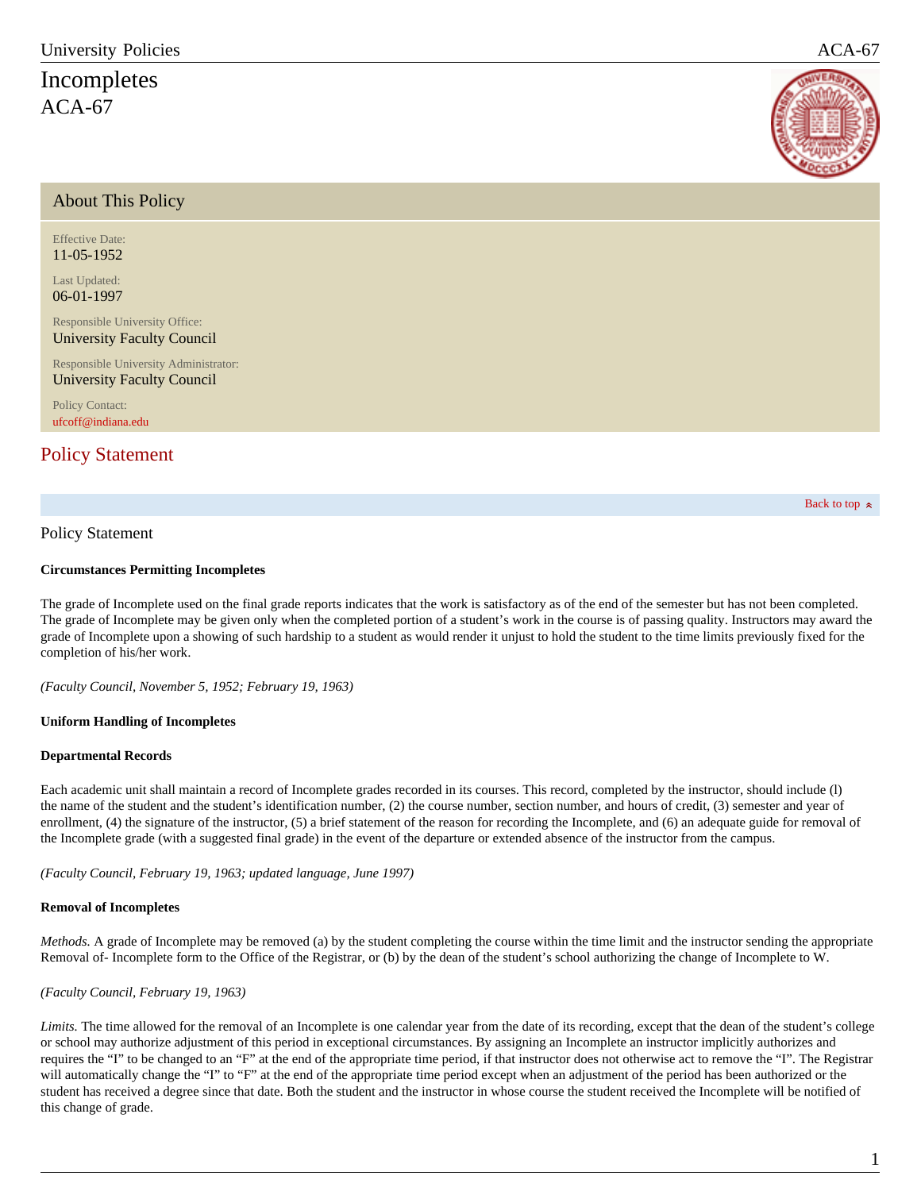# Incompletes
ACA-67

## About This Policy

Effective Date:
11-05-1952

Last Updated:
06-01-1997

Responsible University Office:
University Faculty Council

Responsible University Administrator:
University Faculty Council

Policy Contact:
ufcoff@indiana.edu

## Policy Statement

### Policy Statement

**Circumstances Permitting Incompletes**

The grade of Incomplete used on the final grade reports indicates that the work is satisfactory as of the end of the semester but has not been completed. The grade of Incomplete may be given only when the completed portion of a student's work in the course is of passing quality. Instructors may award the grade of Incomplete upon a showing of such hardship to a student as would render it unjust to hold the student to the time limits previously fixed for the completion of his/her work.

*(Faculty Council, November 5, 1952; February 19, 1963)*

**Uniform Handling of Incompletes**

**Departmental Records**

Each academic unit shall maintain a record of Incomplete grades recorded in its courses. This record, completed by the instructor, should include (l) the name of the student and the student's identification number, (2) the course number, section number, and hours of credit, (3) semester and year of enrollment, (4) the signature of the instructor, (5) a brief statement of the reason for recording the Incomplete, and (6) an adequate guide for removal of the Incomplete grade (with a suggested final grade) in the event of the departure or extended absence of the instructor from the campus.

*(Faculty Council, February 19, 1963; updated language, June 1997)*

**Removal of Incompletes**

*Methods.* A grade of Incomplete may be removed (a) by the student completing the course within the time limit and the instructor sending the appropriate Removal of- Incomplete form to the Office of the Registrar, or (b) by the dean of the student's school authorizing the change of Incomplete to W.

*(Faculty Council, February 19, 1963)*

*Limits.* The time allowed for the removal of an Incomplete is one calendar year from the date of its recording, except that the dean of the student's college or school may authorize adjustment of this period in exceptional circumstances. By assigning an Incomplete an instructor implicitly authorizes and requires the "I" to be changed to an "F" at the end of the appropriate time period, if that instructor does not otherwise act to remove the "I". The Registrar will automatically change the "I" to "F" at the end of the appropriate time period except when an adjustment of the period has been authorized or the student has received a degree since that date. Both the student and the instructor in whose course the student received the Incomplete will be notified of this change of grade.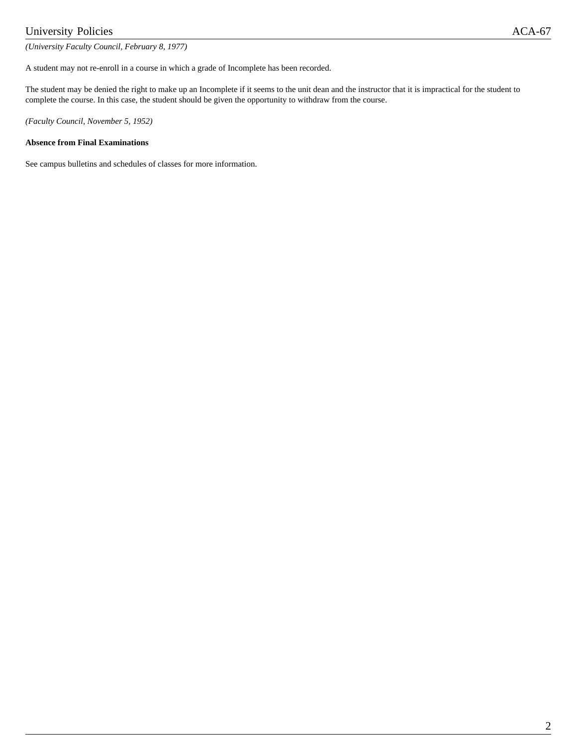*(University Faculty Council, February 8, 1977)*

A student may not re-enroll in a course in which a grade of Incomplete has been recorded.

The student may be denied the right to make up an Incomplete if it seems to the unit dean and the instructor that it is impractical for the student to complete the course. In this case, the student should be given the opportunity to withdraw from the course.

*(Faculty Council, November 5, 1952)*

**Absence from Final Examinations**

See campus bulletins and schedules of classes for more information.